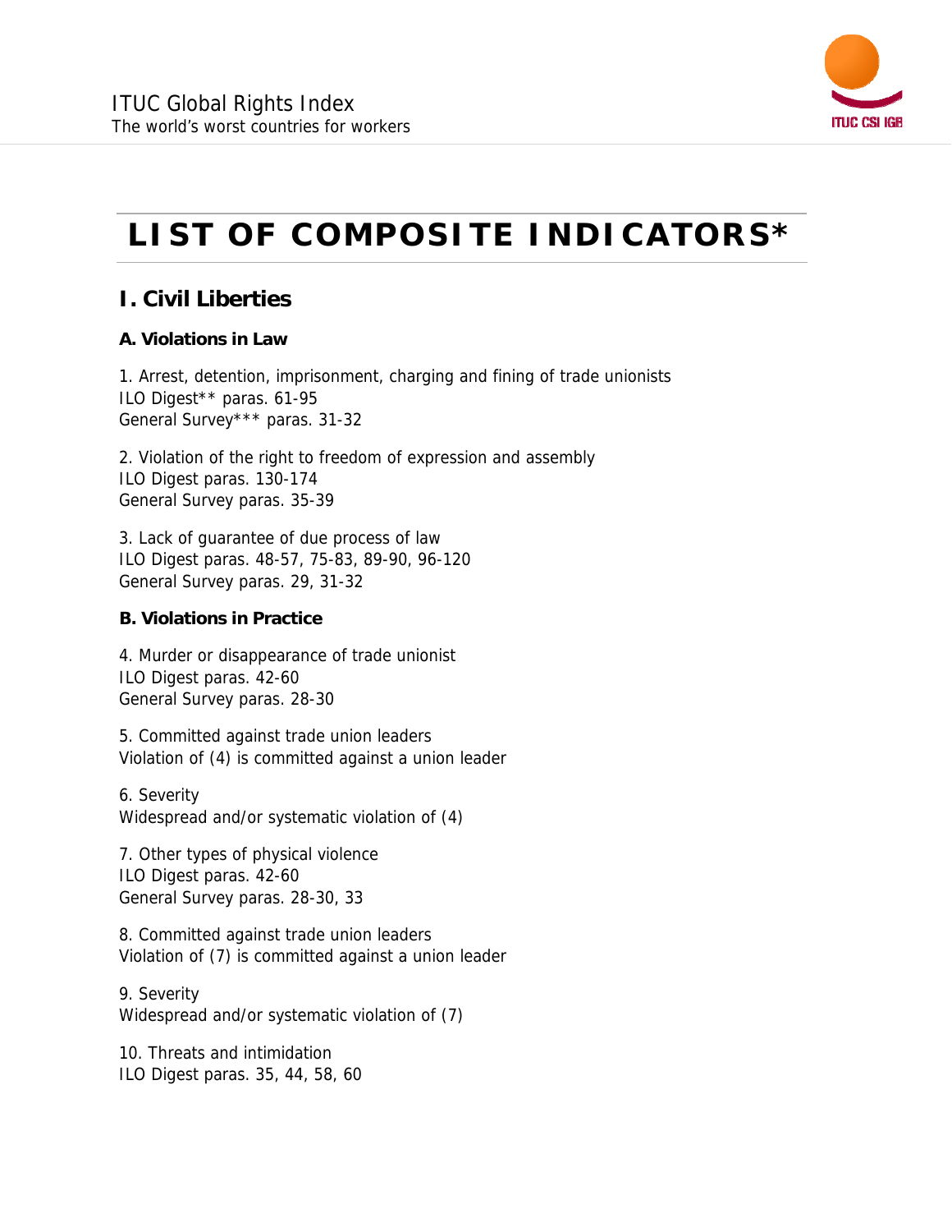# LIST OF COMPOSITE INDICATORS*

## I. Civil Liberties

### A. Violations in Law

1. Arrest, detention, imprisonment, charging and fining of trade unionists
ILO Digest** paras. 61-95
General Survey*** paras. 31-32

2. Violation of the right to freedom of expression and assembly
ILO Digest paras. 130-174
General Survey paras. 35-39

3. Lack of guarantee of due process of law
ILO Digest paras. 48-57, 75-83, 89-90, 96-120
General Survey paras. 29, 31-32

### B. Violations in Practice

4. Murder or disappearance of trade unionist
ILO Digest paras. 42-60
General Survey paras. 28-30

5. Committed against trade union leaders
Violation of (4) is committed against a union leader

6. Severity
Widespread and/or systematic violation of (4)

7. Other types of physical violence
ILO Digest paras. 42-60
General Survey paras. 28-30, 33

8. Committed against trade union leaders
Violation of (7) is committed against a union leader

9. Severity
Widespread and/or systematic violation of (7)

10. Threats and intimidation
ILO Digest paras. 35, 44, 58, 60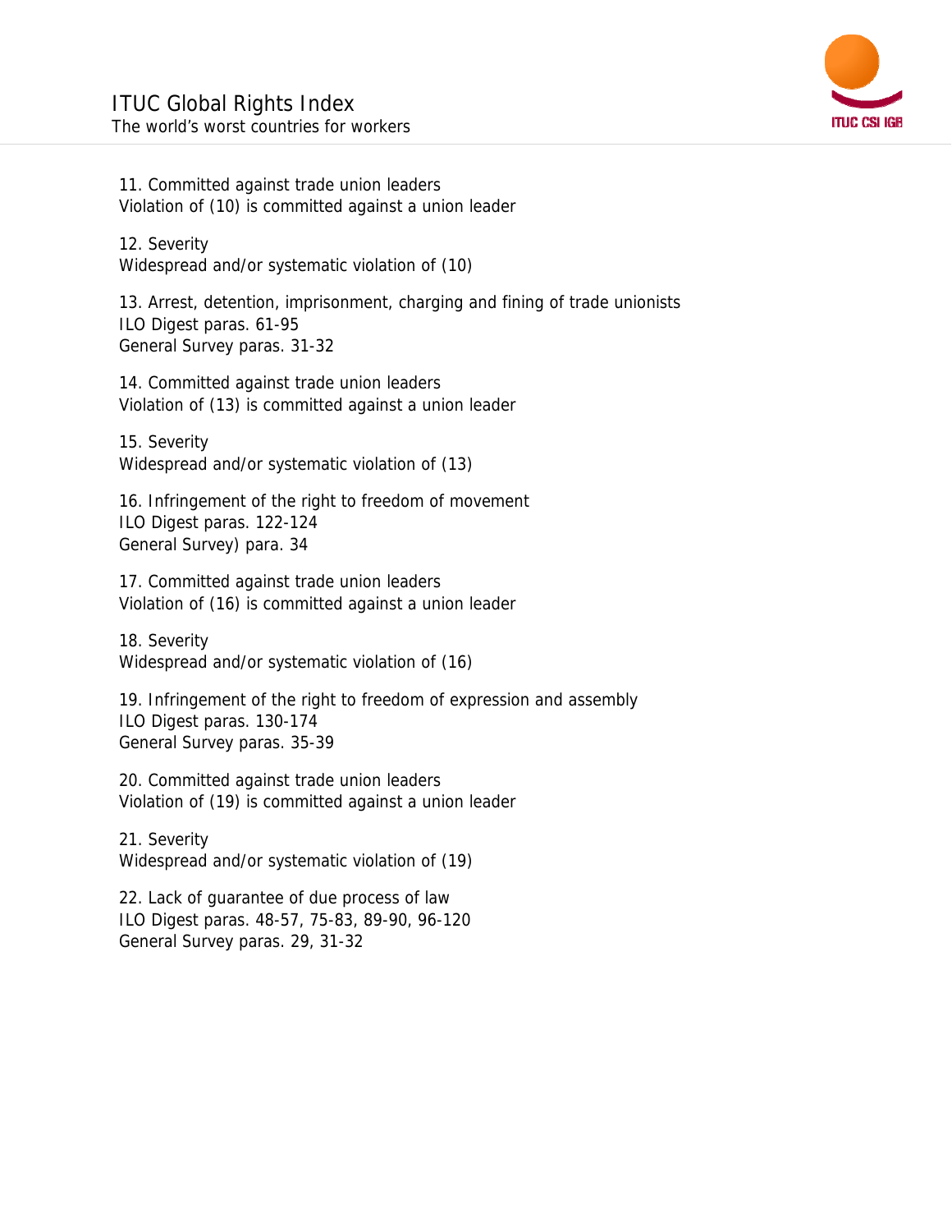11. Committed against trade union leaders
Violation of (10) is committed against a union leader

12. Severity
Widespread and/or systematic violation of (10)

13. Arrest, detention, imprisonment, charging and fining of trade unionists
ILO Digest paras. 61-95
General Survey paras. 31-32

14. Committed against trade union leaders
Violation of (13) is committed against a union leader

15. Severity
Widespread and/or systematic violation of (13)

16. Infringement of the right to freedom of movement
ILO Digest paras. 122-124
General Survey) para. 34

17. Committed against trade union leaders
Violation of (16) is committed against a union leader

18. Severity
Widespread and/or systematic violation of (16)

19. Infringement of the right to freedom of expression and assembly
ILO Digest paras. 130-174
General Survey paras. 35-39

20. Committed against trade union leaders
Violation of (19) is committed against a union leader

21. Severity
Widespread and/or systematic violation of (19)

22. Lack of guarantee of due process of law
ILO Digest paras. 48-57, 75-83, 89-90, 96-120
General Survey paras. 29, 31-32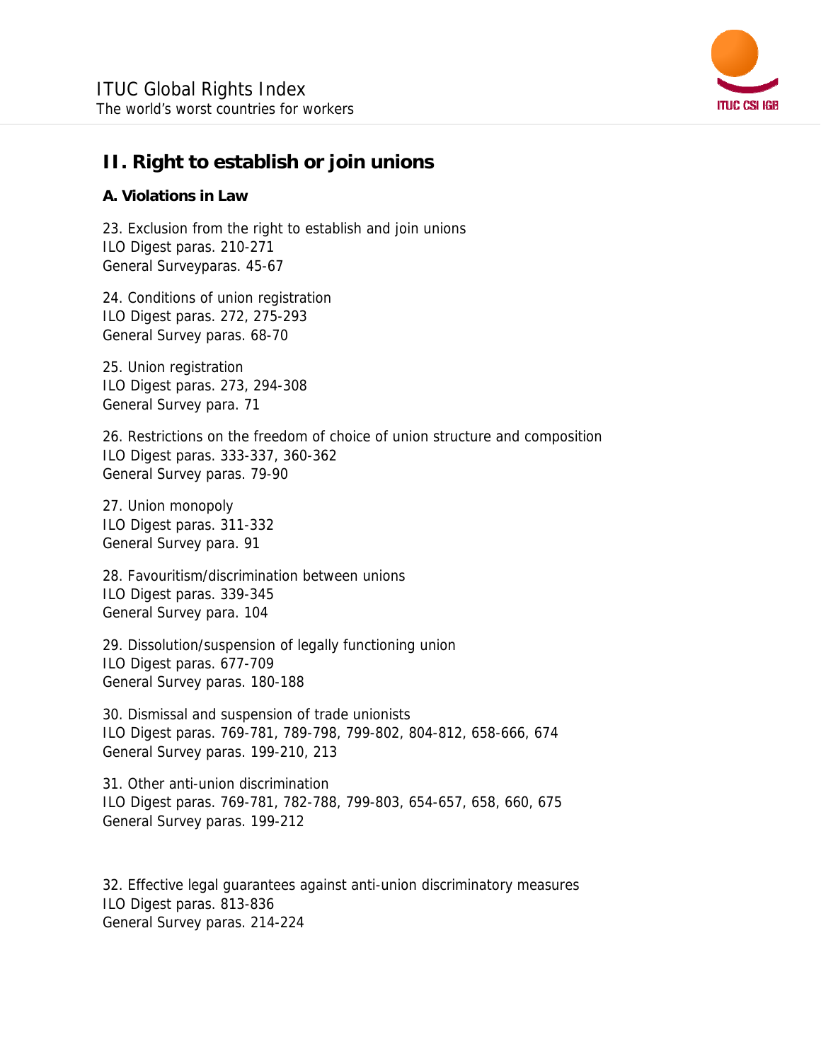## II. Right to establish or join unions

### A. Violations in Law

23. Exclusion from the right to establish and join unions
ILO Digest paras. 210-271
General Surveyparas. 45-67

24. Conditions of union registration
ILO Digest paras. 272, 275-293
General Survey paras. 68-70

25. Union registration
ILO Digest paras. 273, 294-308
General Survey para. 71

26. Restrictions on the freedom of choice of union structure and composition
ILO Digest paras. 333-337, 360-362
General Survey paras. 79-90

27. Union monopoly
ILO Digest paras. 311-332
General Survey para. 91

28. Favouritism/discrimination between unions
ILO Digest paras. 339-345
General Survey para. 104

29. Dissolution/suspension of legally functioning union
ILO Digest paras. 677-709
General Survey paras. 180-188

30. Dismissal and suspension of trade unionists
ILO Digest paras. 769-781, 789-798, 799-802, 804-812, 658-666, 674
General Survey paras. 199-210, 213

31. Other anti-union discrimination
ILO Digest paras. 769-781, 782-788, 799-803, 654-657, 658, 660, 675
General Survey paras. 199-212

32. Effective legal guarantees against anti-union discriminatory measures
ILO Digest paras. 813-836
General Survey paras. 214-224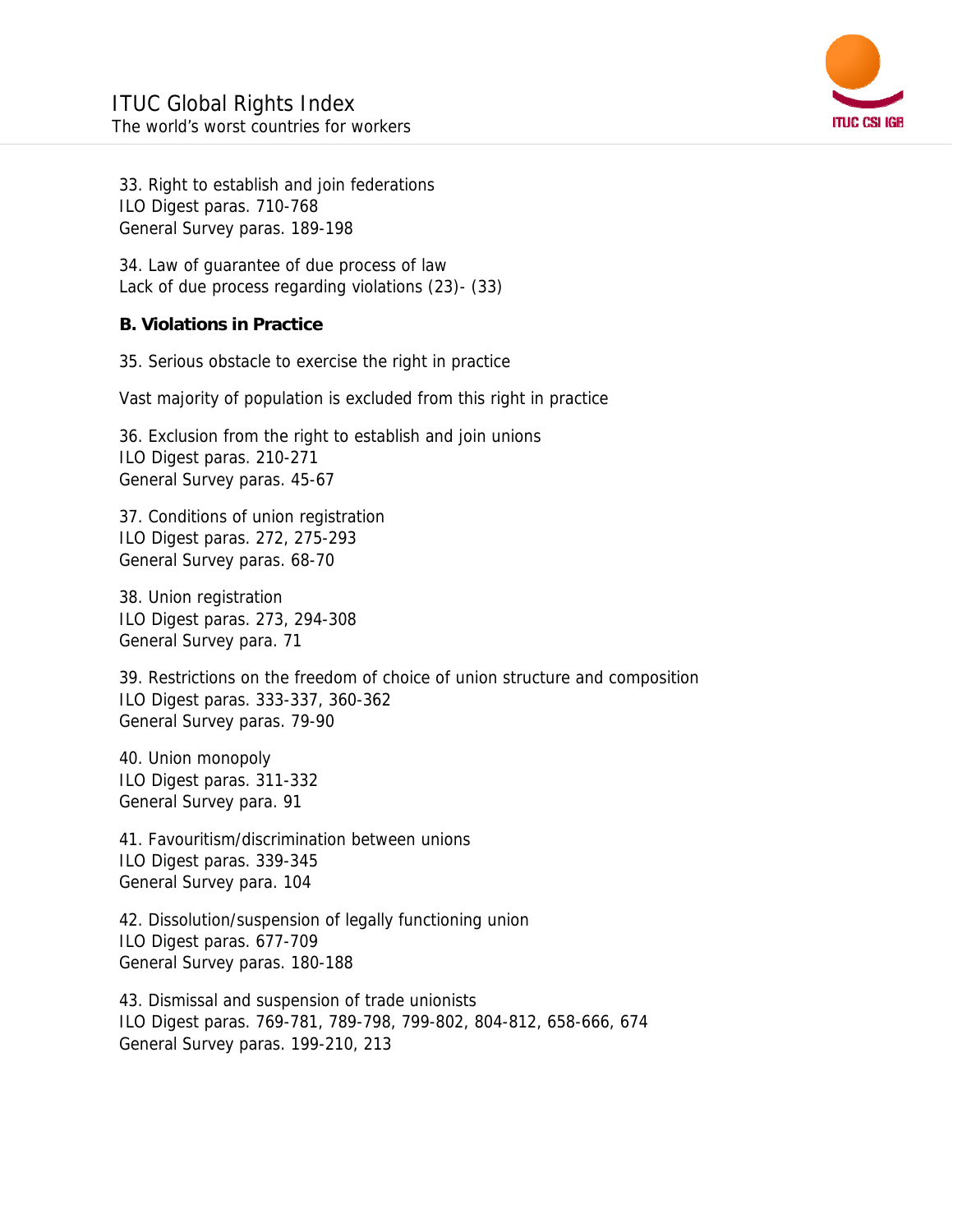33. Right to establish and join federations
ILO Digest paras. 710-768
General Survey paras. 189-198

34. Law of guarantee of due process of law
Lack of due process regarding violations (23)- (33)

**B. Violations in Practice**

35. Serious obstacle to exercise the right in practice

Vast majority of population is excluded from this right in practice

36. Exclusion from the right to establish and join unions
ILO Digest paras. 210-271
General Survey paras. 45-67

37. Conditions of union registration
ILO Digest paras. 272, 275-293
General Survey paras. 68-70

38. Union registration
ILO Digest paras. 273, 294-308
General Survey para. 71

39. Restrictions on the freedom of choice of union structure and composition
ILO Digest paras. 333-337, 360-362
General Survey paras. 79-90

40. Union monopoly
ILO Digest paras. 311-332
General Survey para. 91

41. Favouritism/discrimination between unions
ILO Digest paras. 339-345
General Survey para. 104

42. Dissolution/suspension of legally functioning union
ILO Digest paras. 677-709
General Survey paras. 180-188

43. Dismissal and suspension of trade unionists
ILO Digest paras. 769-781, 789-798, 799-802, 804-812, 658-666, 674
General Survey paras. 199-210, 213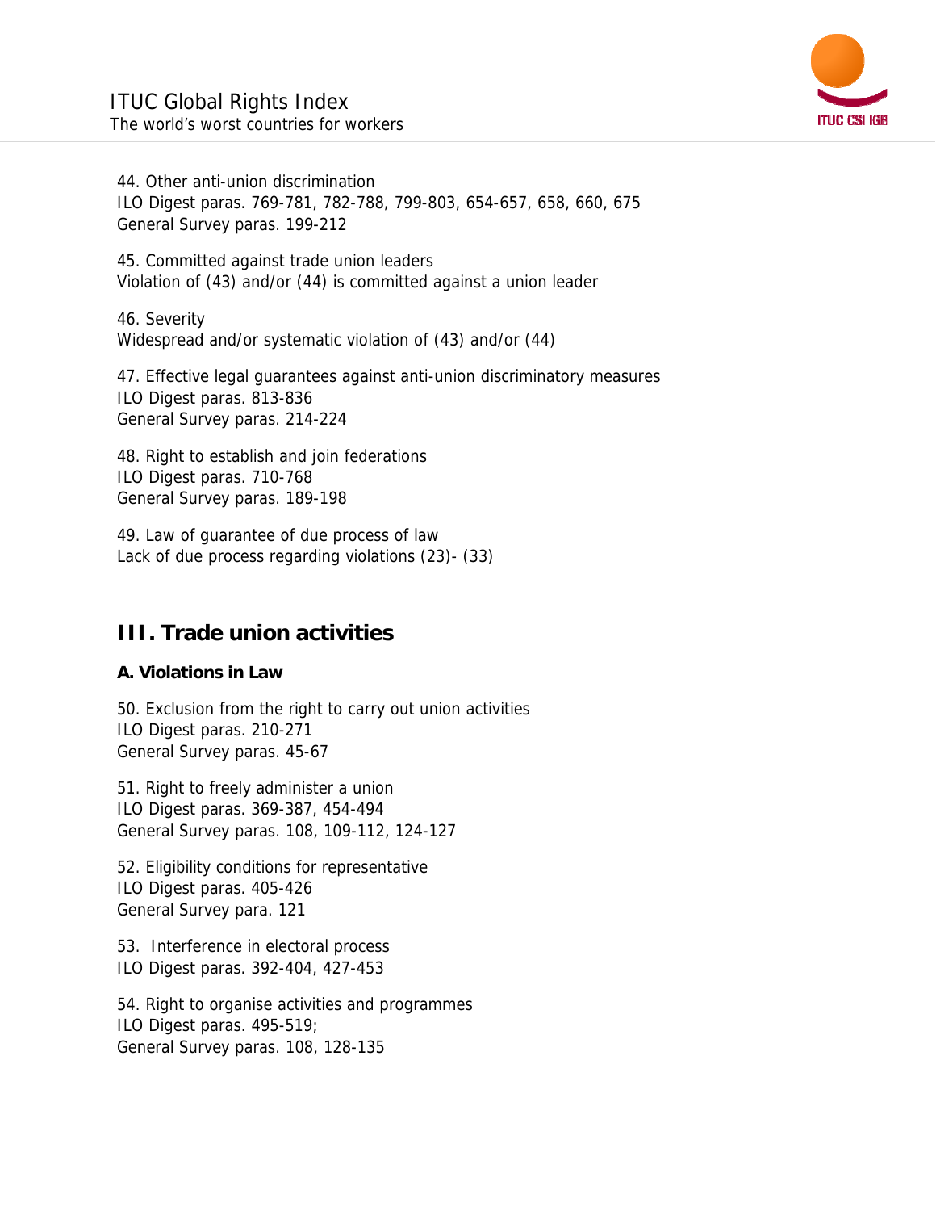44. Other anti-union discrimination
ILO Digest paras. 769-781, 782-788, 799-803, 654-657, 658, 660, 675
General Survey paras. 199-212

45. Committed against trade union leaders
Violation of (43) and/or (44) is committed against a union leader

46. Severity
Widespread and/or systematic violation of (43) and/or (44)

47. Effective legal guarantees against anti-union discriminatory measures
ILO Digest paras. 813-836
General Survey paras. 214-224

48. Right to establish and join federations
ILO Digest paras. 710-768
General Survey paras. 189-198

49. Law of guarantee of due process of law
Lack of due process regarding violations (23)- (33)

## III. Trade union activities

### A. Violations in Law

50. Exclusion from the right to carry out union activities
ILO Digest paras. 210-271
General Survey paras. 45-67

51. Right to freely administer a union
ILO Digest paras. 369-387, 454-494
General Survey paras. 108, 109-112, 124-127

52. Eligibility conditions for representative
ILO Digest paras. 405-426
General Survey para. 121

53. Interference in electoral process
ILO Digest paras. 392-404, 427-453

54. Right to organise activities and programmes
ILO Digest paras. 495-519;
General Survey paras. 108, 128-135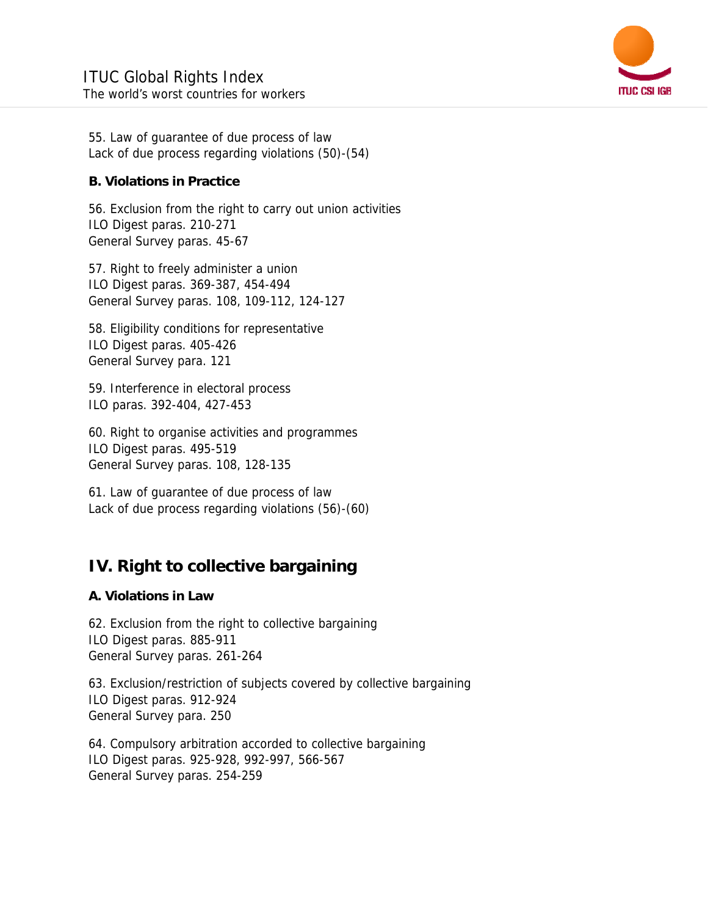55. Law of guarantee of due process of law
Lack of due process regarding violations (50)-(54)

### B. Violations in Practice

56. Exclusion from the right to carry out union activities
ILO Digest paras. 210-271
General Survey paras. 45-67

57. Right to freely administer a union
ILO Digest paras. 369-387, 454-494
General Survey paras. 108, 109-112, 124-127

58. Eligibility conditions for representative
ILO Digest paras. 405-426
General Survey para. 121

59. Interference in electoral process
ILO paras. 392-404, 427-453

60. Right to organise activities and programmes
ILO Digest paras. 495-519
General Survey paras. 108, 128-135

61. Law of guarantee of due process of law
Lack of due process regarding violations (56)-(60)

## IV. Right to collective bargaining

### A. Violations in Law

62. Exclusion from the right to collective bargaining
ILO Digest paras. 885-911
General Survey paras. 261-264

63. Exclusion/restriction of subjects covered by collective bargaining
ILO Digest paras. 912-924
General Survey para. 250

64. Compulsory arbitration accorded to collective bargaining
ILO Digest paras. 925-928, 992-997, 566-567
General Survey paras. 254-259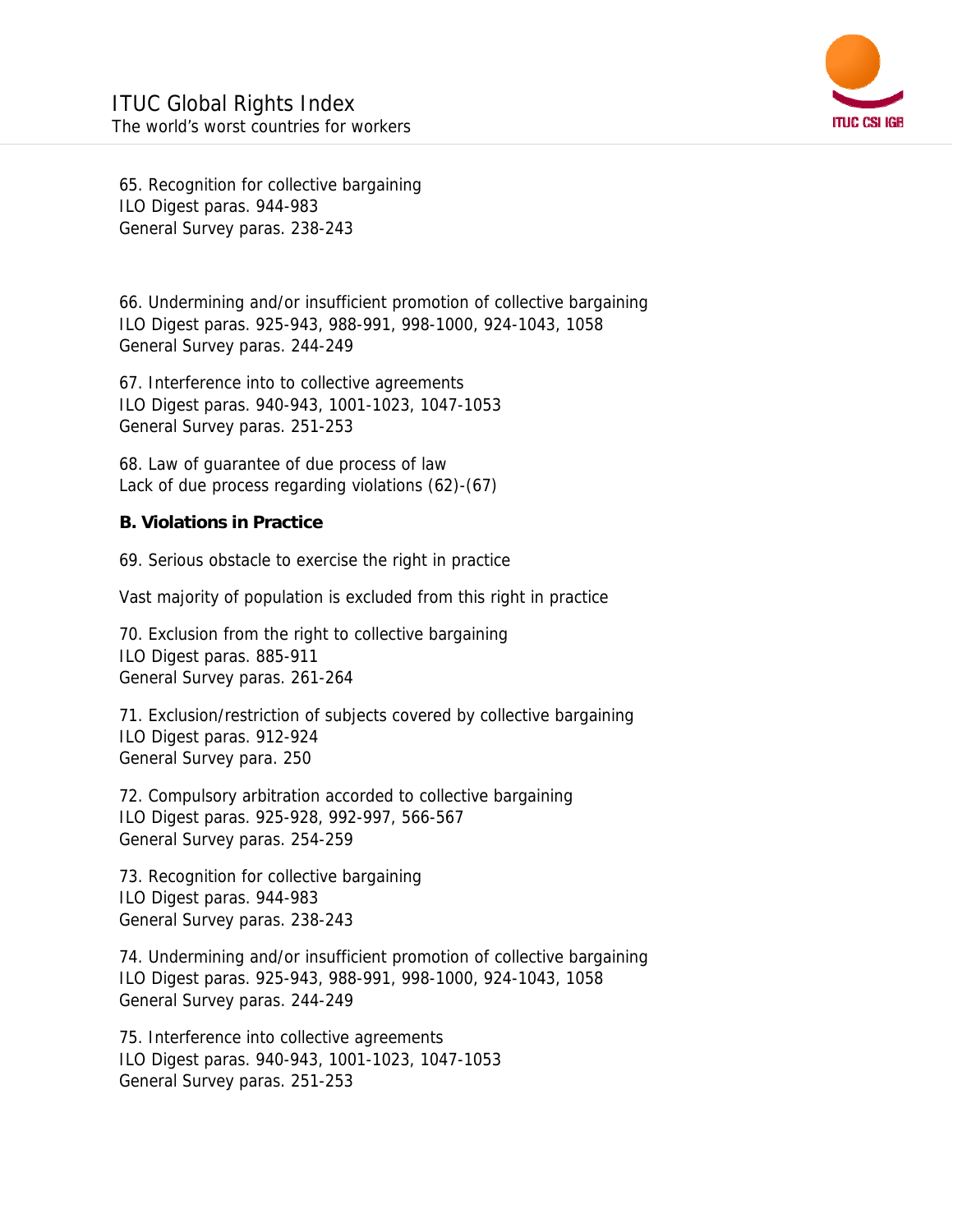65. Recognition for collective bargaining
ILO Digest paras. 944-983
General Survey paras. 238-243

66. Undermining and/or insufficient promotion of collective bargaining
ILO Digest paras. 925-943, 988-991, 998-1000, 924-1043, 1058
General Survey paras. 244-249

67. Interference into to collective agreements
ILO Digest paras. 940-943, 1001-1023, 1047-1053
General Survey paras. 251-253

68. Law of guarantee of due process of law
Lack of due process regarding violations (62)-(67)

**B. Violations in Practice**

69. Serious obstacle to exercise the right in practice

Vast majority of population is excluded from this right in practice

70. Exclusion from the right to collective bargaining
ILO Digest paras. 885-911
General Survey paras. 261-264

71. Exclusion/restriction of subjects covered by collective bargaining
ILO Digest paras. 912-924
General Survey para. 250

72. Compulsory arbitration accorded to collective bargaining
ILO Digest paras. 925-928, 992-997, 566-567
General Survey paras. 254-259

73. Recognition for collective bargaining
ILO Digest paras. 944-983
General Survey paras. 238-243

74. Undermining and/or insufficient promotion of collective bargaining
ILO Digest paras. 925-943, 988-991, 998-1000, 924-1043, 1058
General Survey paras. 244-249

75. Interference into collective agreements
ILO Digest paras. 940-943, 1001-1023, 1047-1053
General Survey paras. 251-253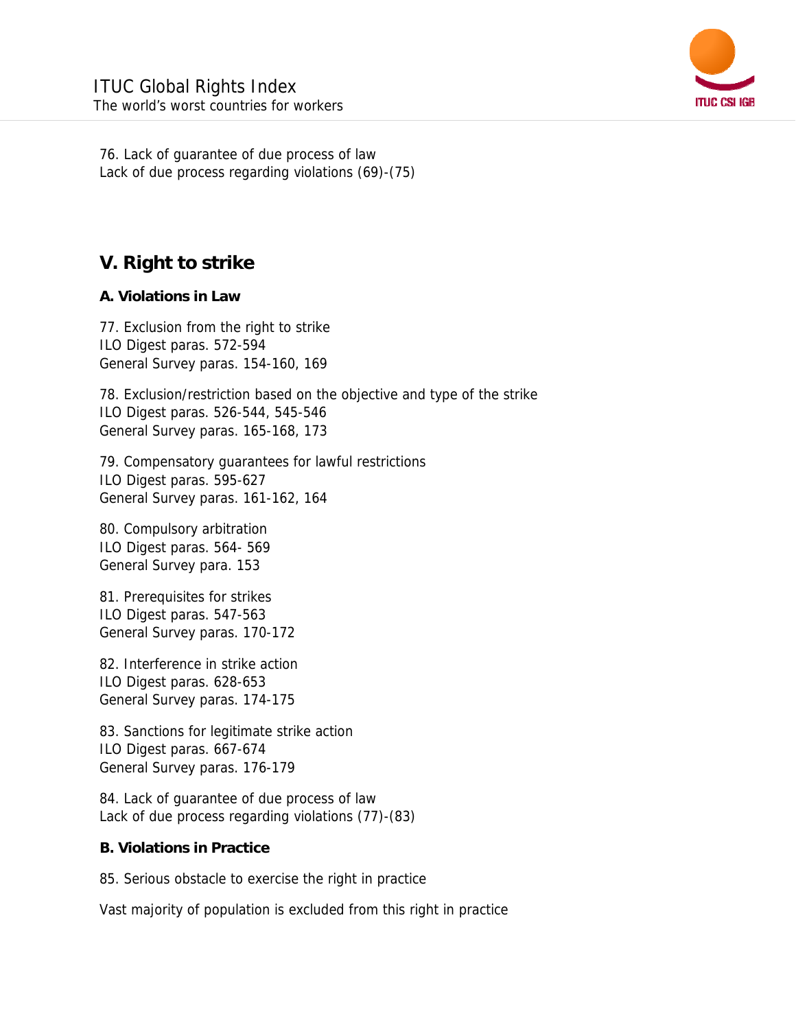76. Lack of guarantee of due process of law
Lack of due process regarding violations (69)-(75)

## V. Right to strike

### A. Violations in Law

77. Exclusion from the right to strike
ILO Digest paras. 572-594
General Survey paras. 154-160, 169

78. Exclusion/restriction based on the objective and type of the strike
ILO Digest paras. 526-544, 545-546
General Survey paras. 165-168, 173

79. Compensatory guarantees for lawful restrictions
ILO Digest paras. 595-627
General Survey paras. 161-162, 164

80. Compulsory arbitration
ILO Digest paras. 564- 569
General Survey para. 153

81. Prerequisites for strikes
ILO Digest paras. 547-563
General Survey paras. 170-172

82. Interference in strike action
ILO Digest paras. 628-653
General Survey paras. 174-175

83. Sanctions for legitimate strike action
ILO Digest paras. 667-674
General Survey paras. 176-179

84. Lack of guarantee of due process of law
Lack of due process regarding violations (77)-(83)

### B. Violations in Practice

85. Serious obstacle to exercise the right in practice

Vast majority of population is excluded from this right in practice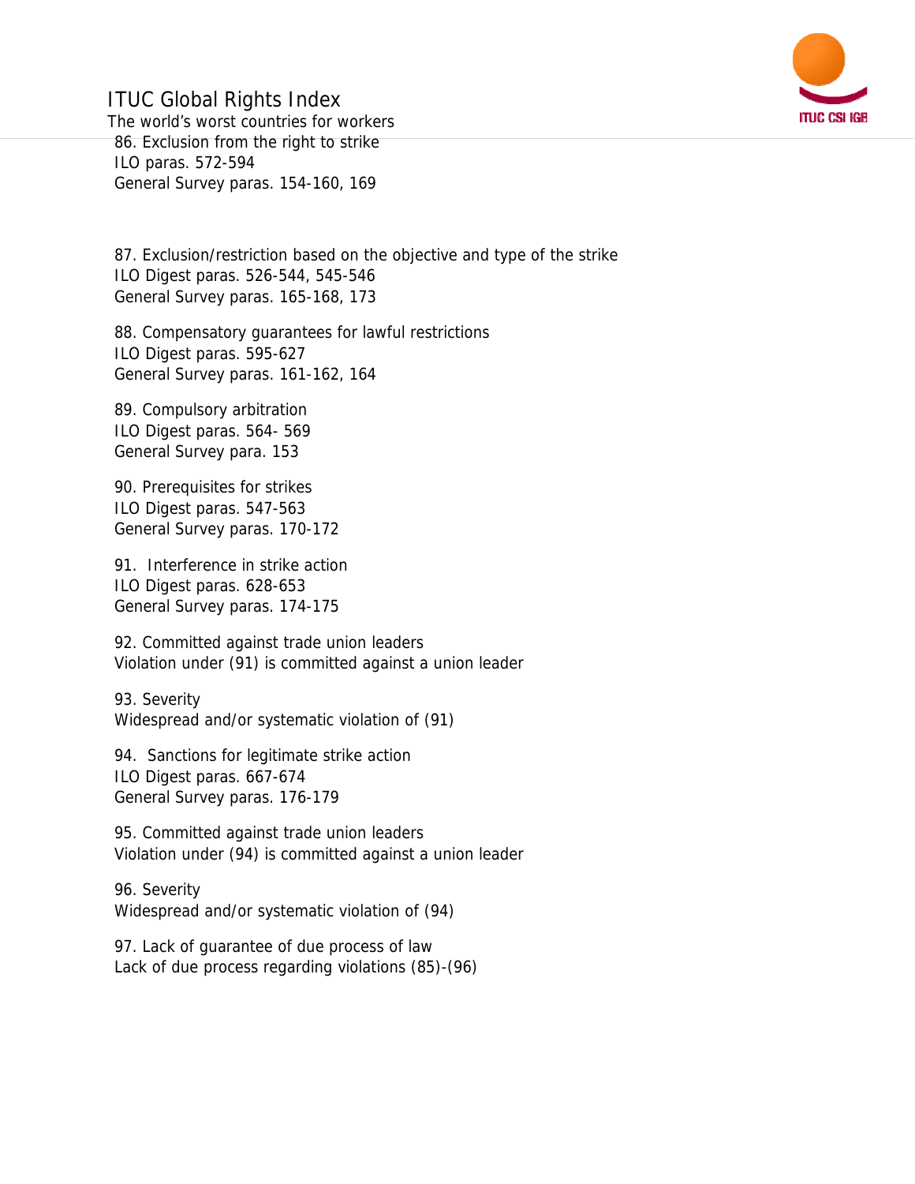86. Exclusion from the right to strike
ILO paras. 572-594
General Survey paras. 154-160, 169

87. Exclusion/restriction based on the objective and type of the strike
ILO Digest paras. 526-544, 545-546
General Survey paras. 165-168, 173

88. Compensatory guarantees for lawful restrictions
ILO Digest paras. 595-627
General Survey paras. 161-162, 164

89. Compulsory arbitration
ILO Digest paras. 564- 569
General Survey para. 153

90. Prerequisites for strikes
ILO Digest paras. 547-563
General Survey paras. 170-172

91. Interference in strike action
ILO Digest paras. 628-653
General Survey paras. 174-175

92. Committed against trade union leaders
Violation under (91) is committed against a union leader

93. Severity
Widespread and/or systematic violation of (91)

94. Sanctions for legitimate strike action
ILO Digest paras. 667-674
General Survey paras. 176-179

95. Committed against trade union leaders
Violation under (94) is committed against a union leader

96. Severity
Widespread and/or systematic violation of (94)

97. Lack of guarantee of due process of law
Lack of due process regarding violations (85)-(96)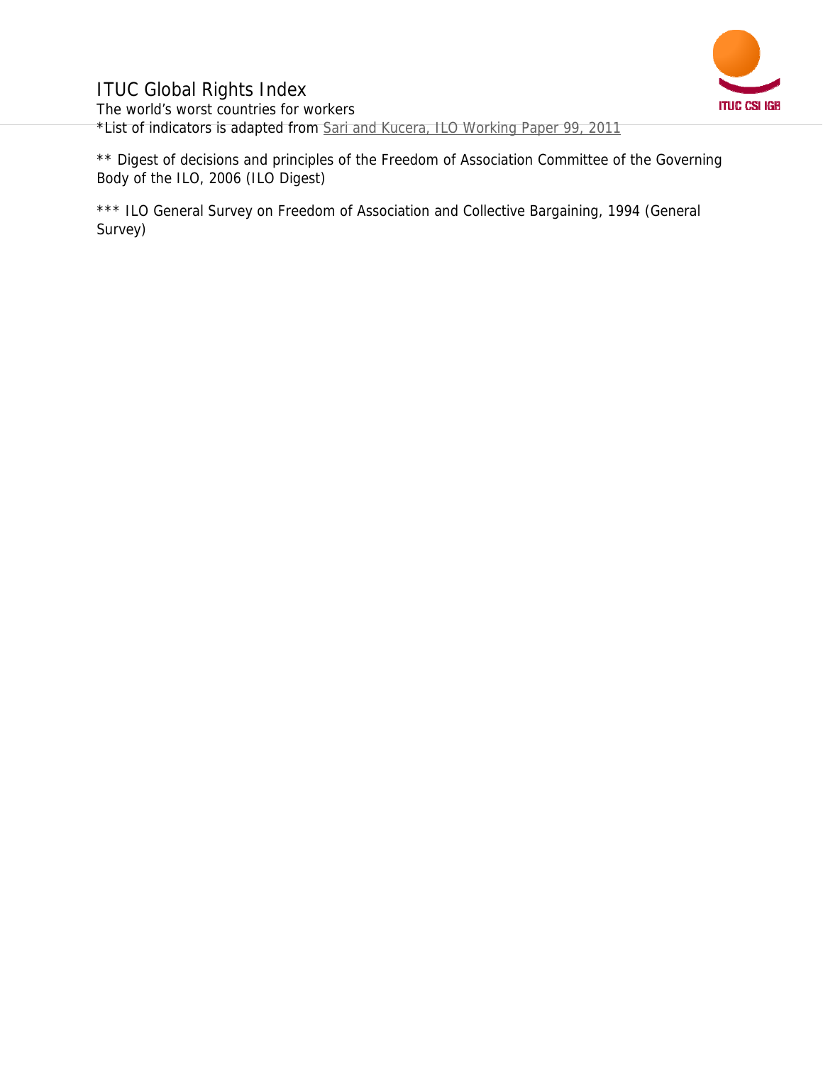\*List of indicators is adapted from Sari and Kucera, ILO Working Paper 99, 2011

\*\* Digest of decisions and principles of the Freedom of Association Committee of the Governing Body of the ILO, 2006 (ILO Digest)

\*\*\* ILO General Survey on Freedom of Association and Collective Bargaining, 1994 (General Survey)